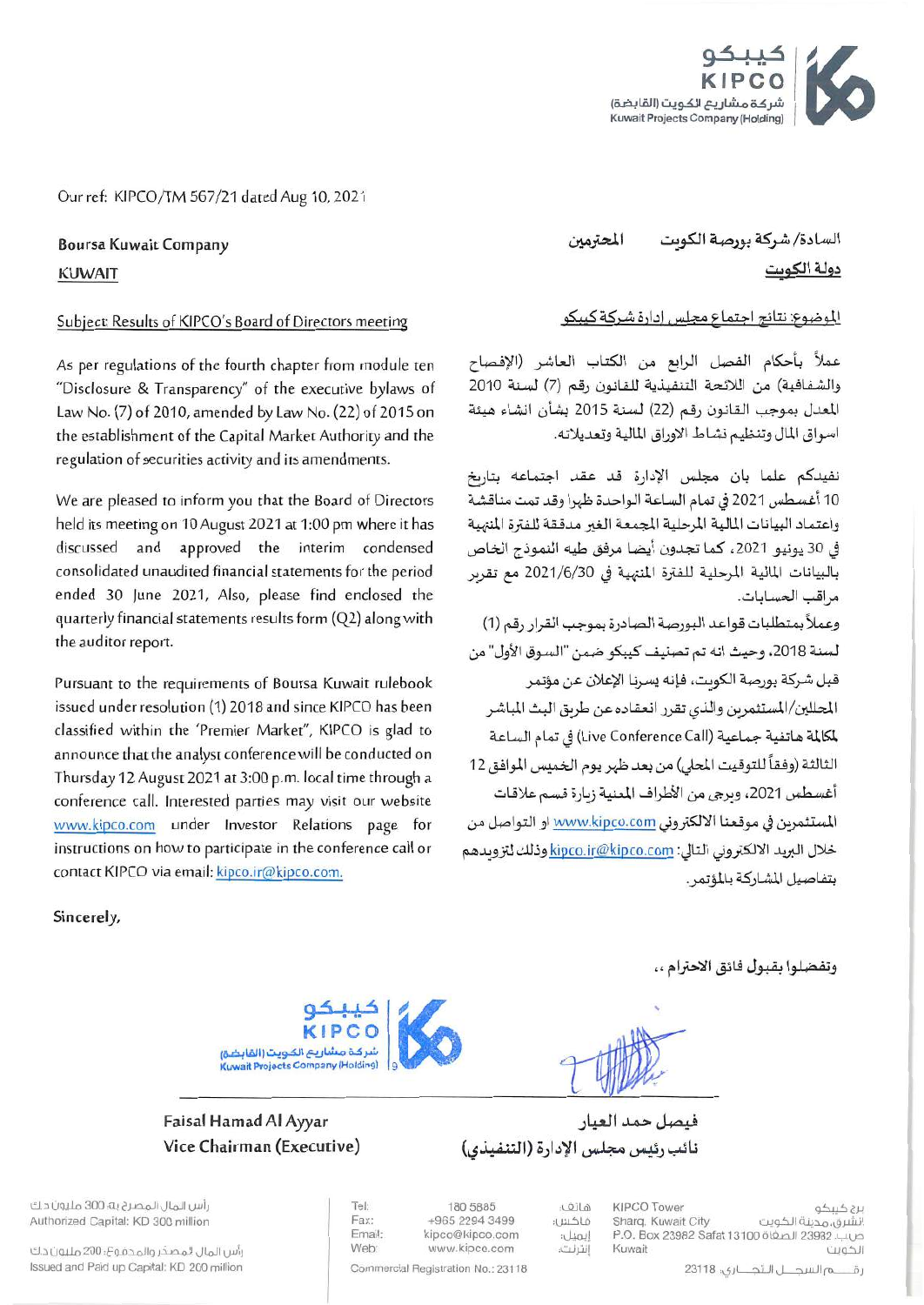كيبكو
KIPCO
شركة مشاريع الكويت (القابضة)
Kuwait Projects Company (Holding)

Our ref: KIPCO/TM 567/21 dated Aug 10, 2021

**Boursa Kuwait Company**
**KUWAIT**

Subject: Results of KIPCO's Board of Directors meeting

As per regulations of the fourth chapter from module ten "Disclosure & Transparency" of the executive bylaws of Law No. (7) of 2010, amended by Law No. (22) of 2015 on the establishment of the Capital Market Authority and the regulation of securities activity and its amendments.

We are pleased to inform you that the Board of Directors held its meeting on 10 August 2021 at 1:00 pm where it has discussed and approved the interim condensed consolidated unaudited financial statements for the period ended 30 June 2021, Also, please find enclosed the quarterly financial statements results form (Q2) along with the auditor report.

Pursuant to the requirements of Boursa Kuwait rulebook issued under resolution (1) 2018 and since KIPCO has been classified within the 'Premier Market", KIPCO is glad to announce that the analyst conference will be conducted on Thursday 12 August 2021 at 3:00 p.m. local time through a conference call. Interested parties may visit our website www.kipco.com under Investor Relations page for instructions on how to participate in the conference call or contact KIPCO via email: kipco.ir@kipco.com.

Sincerely,

السادة/ شركة بورصة الكويت المحترمين
دولة الكويت

الموضوع: نتائج اجتماع مجلس إدارة شركة كيبكو

عملاً بأحكام الفصل الرابع من الكتاب العاشر (الإفصاح والشفافية) من اللائحة التنفيذية للقانون رقم (7) لسنة 2010 المعدل بموجب القانون رقم (22) لسنة 2015 بشأن انشاء هيئة اسواق المال وتنظيم نشاط الاوراق المالية وتعديلاته.

نفيدكم علما بان مجلس الإدارة قد عقد اجتماعه بتاريخ 10 أغسطس 2021 في تمام الساعة الواحدة ظهرا وقد تمت مناقشة واعتماد البيانات المالية المرحلية المجمعة الغير مدققة للفترة المنتهية في 30 يونيو 2021، كما تجدون أيضا مرفق طيه النموذج الخاص بالبيانات المالية المرحلية للفترة المنتهية في 2021/6/30 مع تقرير مراقب الحسابات.

وعملاً بمتطلبات قواعد البورصة الصادرة بموجب القرار رقم (1) لسنة 2018، وحيث انه تم تصنيف كيبكو ضمن "السوق الأول" من قبل شركة بورصة الكويت، فإنه يسرنا الإعلان عن مؤتمر المحللين/المستثمرين والذي تقرر انعقاده عن طريق البث المباشر لمكالمة هاتفية جماعية (Live Conference Call) في تمام الساعة الثالثة (وفقاً للتوقيت المحلي) من بعد ظهر يوم الخميس الموافق 12 أغسطس 2021، ويرجى من الأطراف المعنية زيارة قسم علاقات المستثمرين في موقعنا الالكتروني www.kipco.com او التواصل من خلال البريد الالكتروني التالي: kipco.ir@kipco.com وذلك لتزويدهم بتفاصيل المشاركة بالمؤتمر.

وتفضلوا بقبول فائق الاحترام ،،

**Faisal Hamad Al Ayyar**
**Vice Chairman (Executive)**

فيصل حمد العيار
نائب رئيس مجلس الإدارة (التنفيذي)

رأس المال المصرح به: 300 مليون د.ك
Authorized Capital: KD 300 million

رأس المال المصدر والمدفوع: 200 مليون د.ك
Issued and Paid up Capital: KD 200 million

| | | |
|---|---|---|
| Tel: | 180 5885 | هاتف: |
| Fax: | +965 2294 3499 | فاكس: |
| Email: | kipco@kipco.com | إيميل: |
| Web: | www.kipco.com | إنترنت: |

Commercial Registration No.: 23118

KIPCO Tower
Sharq, Kuwait City
P.O. Box 23982 Safat 13100
Kuwait

برج كيبكو
الشرق، مدينة الكويت
ص.ب 23982 الصفاة 13100
الكويت

رقم السجل التجاري: 23118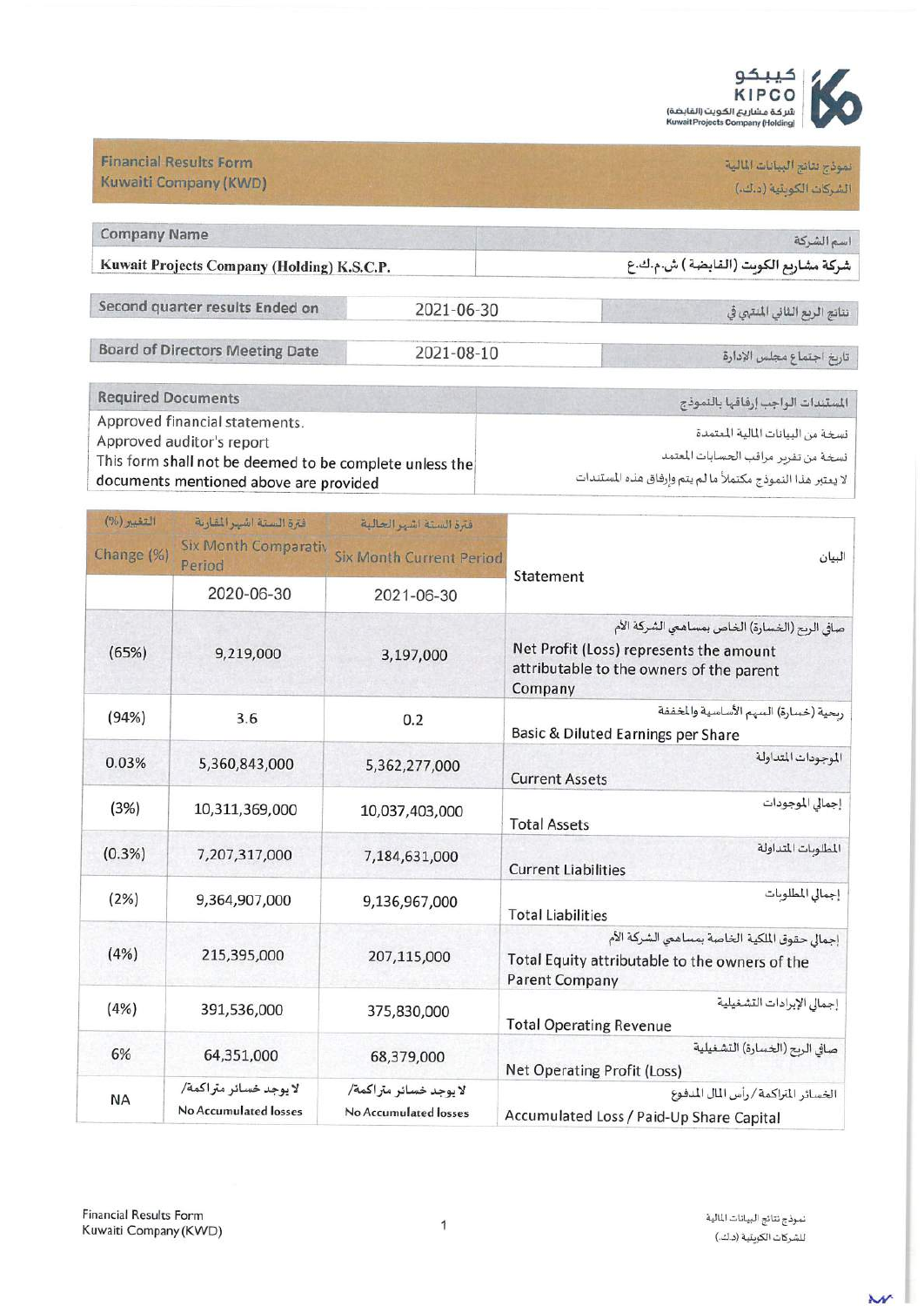كيبكو
KIPCO
شركة مشاريع الكويت (القابضة)
Kuwait Projects Company (Holding)

| Financial Results Form<br>Kuwaiti Company (KWD) | نموذج نتائج البيانات المالية<br>الشركات الكويتية (د.ك.) |
|---|---|

| Company Name | اسم الشركة |
|---|---|
| Kuwait Projects Company (Holding) K.S.C.P. | شركة مشاريع الكويت (القابضة) ش.م.ك.ع |

| Second quarter results Ended on | 2021-06-30 | نتائج الربع الثاني المنتهي في |
|---|---|---|

| Board of Directors Meeting Date | 2021-08-10 | تاريخ اجتماع مجلس الإدارة |
|---|---|---|

| Required Documents | المستندات الواجب إرفاقها بالنموذج |
|---|---|
| Approved financial statements.<br>Approved auditor's report<br>This form shall not be deemed to be complete unless the documents mentioned above are provided | نسخة من البيانات المالية المعتمدة<br>نسخة من تقرير مراقب الحسابات المعتمد<br>لا يعتبر هذا النموذج مكتملاً ما لم يتم إرفاق هذه المستندات |

| التغيير (%)<br>Change (%) | فترة الستة اشهر المقارنة<br>Six Month Comparative Period | فترة الستة اشهر الحالية<br>Six Month Current Period | Statement | البيان |
|---|---|---|---|---|
| | 2020-06-30 | 2021-06-30 | | |
| (65%) | 9,219,000 | 3,197,000 | Net Profit (Loss) represents the amount attributable to the owners of the parent Company | صافي الربح (الخسارة) الخاص بمساهمي الشركة الأم |
| (94%) | 3.6 | 0.2 | Basic & Diluted Earnings per Share | ربحية (خسارة) السهم الأساسية والمخففة |
| 0.03% | 5,360,843,000 | 5,362,277,000 | Current Assets | الموجودات المتداولة |
| (3%) | 10,311,369,000 | 10,037,403,000 | Total Assets | إجمالي الموجودات |
| (0.3%) | 7,207,317,000 | 7,184,631,000 | Current Liabilities | المطلوبات المتداولة |
| (2%) | 9,364,907,000 | 9,136,967,000 | Total Liabilities | إجمالي المطلوبات |
| (4%) | 215,395,000 | 207,115,000 | Total Equity attributable to the owners of the Parent Company | إجمالي حقوق الملكية الخاصة بمساهمي الشركة الأم |
| (4%) | 391,536,000 | 375,830,000 | Total Operating Revenue | إجمالي الإيرادات التشغيلية |
| 6% | 64,351,000 | 68,379,000 | Net Operating Profit (Loss) | صافي الربح (الخسارة) التشغيلية |
| NA | لا يوجد خسائر متراكمة/<br>No Accumulated losses | لا يوجد خسائر متراكمة/<br>No Accumulated losses | Accumulated Loss / Paid-Up Share Capital | الخسائر المتراكمة / رأس المال المدفوع |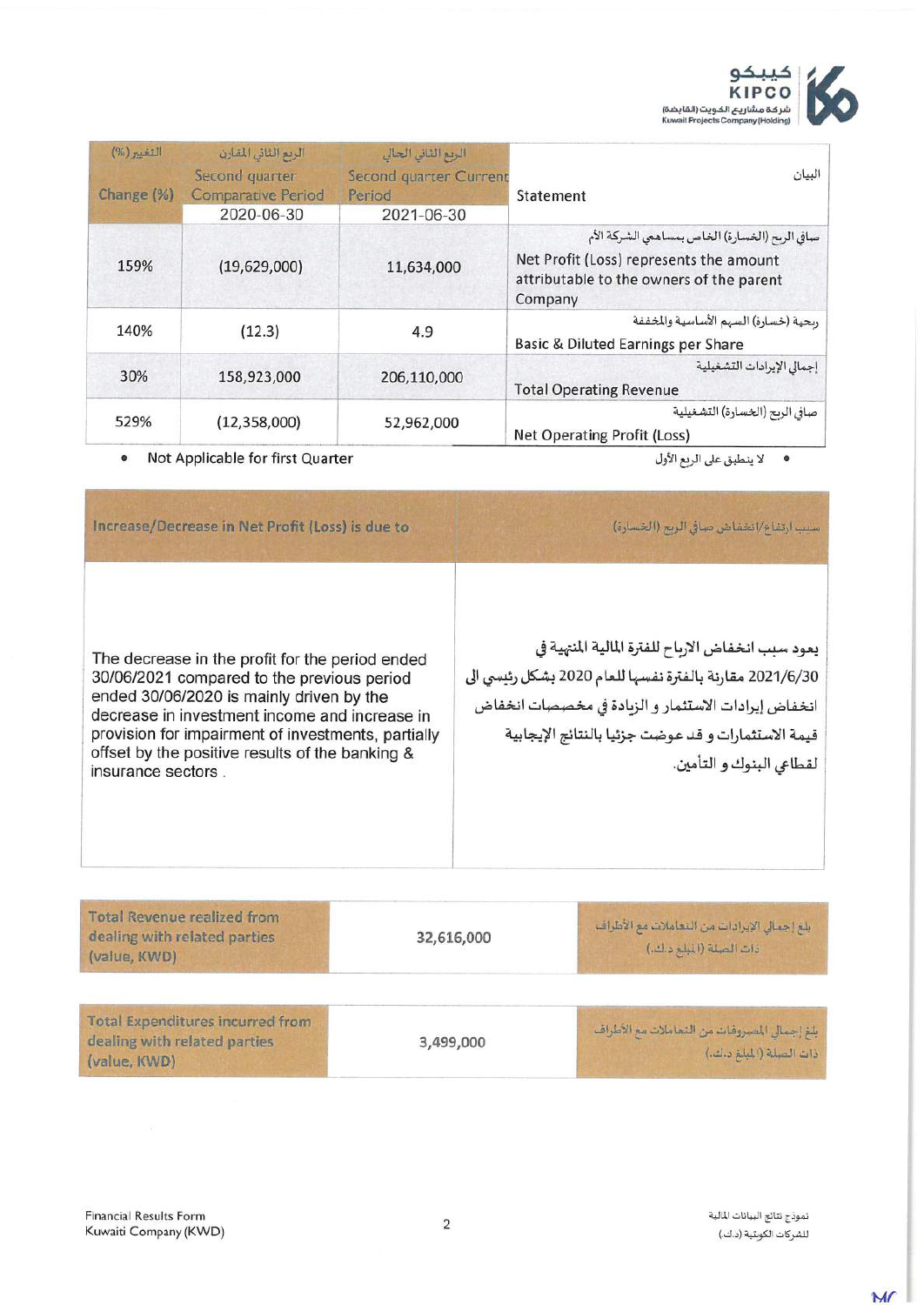| التغيير (%) Change (%) | الربع الثاني المقارن Second quarter Comparative Period 2020-06-30 | الربع الثاني الحالي Second quarter Current Period 2021-06-30 | البيان Statement |
|---|---|---|---|
| 159% | (19,629,000) | 11,634,000 | صافي الربح (الخسارة) الخاص بمساهمي الشركة الأم Net Profit (Loss) represents the amount attributable to the owners of the parent Company |
| 140% | (12.3) | 4.9 | ربحية (خسارة) السهم الأساسية والمخففة Basic & Diluted Earnings per Share |
| 30% | 158,923,000 | 206,110,000 | إجمالي الإيرادات التشغيلية Total Operating Revenue |
| 529% | (12,358,000) | 52,962,000 | صافي الربح (الخسارة) التشغيلية Net Operating Profit (Loss) |

- Not Applicable for first Quarter
- لا ينطبق على الربع الأول

| Increase/Decrease in Net Profit (Loss) is due to | سبب ارتفاع/انخفاض صافي الربح (الخسارة) |
|---|---|
| The decrease in the profit for the period ended 30/06/2021 compared to the previous period ended 30/06/2020 is mainly driven by the decrease in investment income and increase in provision for impairment of investments, partially offset by the positive results of the banking & insurance sectors . | يعود سبب انخفاض الارباح للفترة المالية المنتهية في 2021/6/30 مقارنة بالفترة نفسها للعام 2020 بشكل رئيسي الى انخفاض إيرادات الاستثمار و الزيادة في مخصصات انخفاض قيمة الاستثمارات و قد عوضت جزئيا بالنتائج الإيجابية لقطاعي البنوك و التأمين. |

| Total Revenue realized from dealing with related parties (value, KWD) | 32,616,000 | بلغ إجمالي الإيرادات من التعاملات مع الأطراف ذات الصلة (المبلغ د.ك.) |
|---|---|---|

| Total Expenditures incurred from dealing with related parties (value, KWD) | 3,499,000 | بلغ إجمالي المصروفات من التعاملات مع الأطراف ذات الصلة (المبلغ د.ك.) |
|---|---|---|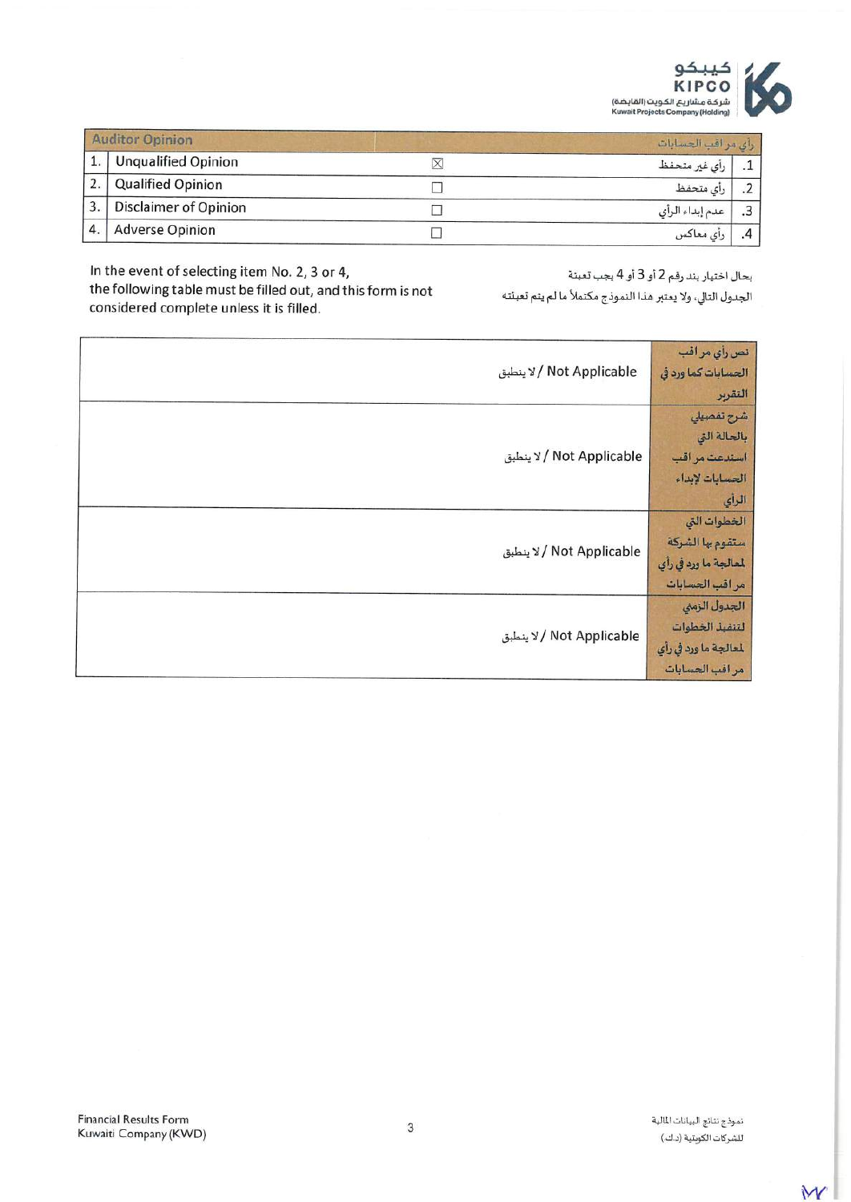| Auditor Opinion | | رأي مراقب الحسابات | |
|---|---|---|---|
| 1. | Unqualified Opinion | ☒ | رأي غير متحفظ | .1 |
| 2. | Qualified Opinion | ☐ | رأي متحفظ | .2 |
| 3. | Disclaimer of Opinion | ☐ | عدم إبداء الرأي | .3 |
| 4. | Adverse Opinion | ☐ | رأي معاكس | .4 |

In the event of selecting item No. 2, 3 or 4, the following table must be filled out, and this form is not considered complete unless it is filled.

بحال اختيار بند رقم 2 أو 3 أو 4 يجب تعبئة الجدول التالي، ولا يعتبر هذا النموذج مكتملاً ما لم يتم تعبئته

| | |
|---|---|
| Not Applicable / لا ينطبق | نص رأي مراقب الحسابات كما ورد في التقرير |
| Not Applicable / لا ينطبق | شرح تفصيلي بالحالة التي استدعت مراقب الحسابات لإبداء الرأي |
| Not Applicable / لا ينطبق | الخطوات التي ستقوم بها الشركة لمعالجة ما ورد في رأي مراقب الحسابات |
| Not Applicable / لا ينطبق | الجدول الزمني لتنفيذ الخطوات لمعالجة ما ورد في رأي مراقب الحسابات |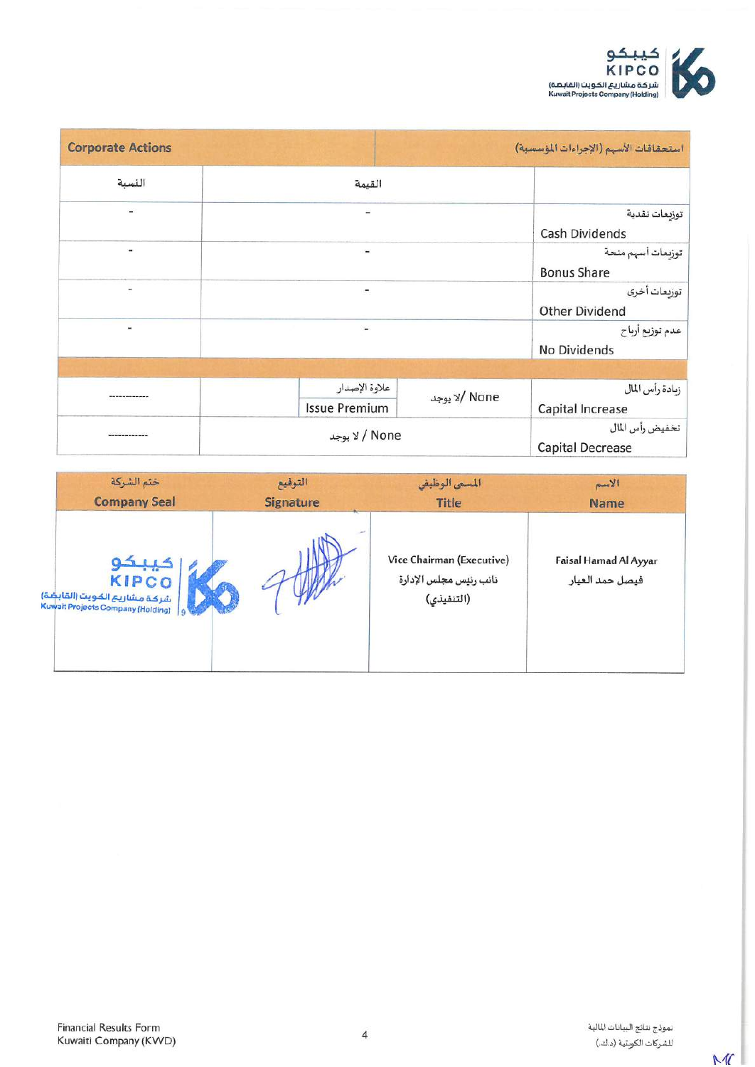| Corporate Actions | | استحقاقات الأسهم (الإجراءات المؤسسية) |
|---|---|---|
| النسبة | القيمة | |
| - | - | توزيعات نقدية<br>Cash Dividends |
| - | - | توزيعات أسهم منحة<br>Bonus Share |
| - | - | توزيعات أخرى<br>Other Dividend |
| - | - | عدم توزيع أرباح<br>No Dividends |

| | | | | |
|---|---|---|---|---|
| ------------ | | علاوة الإصدار<br>Issue Premium | لا يوجد /None | زيادة رأس المال<br>Capital Increase |
| ------------ | لا يوجد / None | | | تخفيض رأس المال<br>Capital Decrease |

| ختم الشركة<br>Company Seal | التوقيع<br>Signature | المسمى الوظيفي<br>Title | الاسم<br>Name |
|---|---|---|---|
| كيبكو KIPCO شركة مشاريع الكويت (القابضة) Kuwait Projects Company (Holding) | | Vice Chairman (Executive)<br>نائب رئيس مجلس الإدارة (التنفيذي) | Faisal Hamad Al Ayyar<br>فيصل حمد العيار |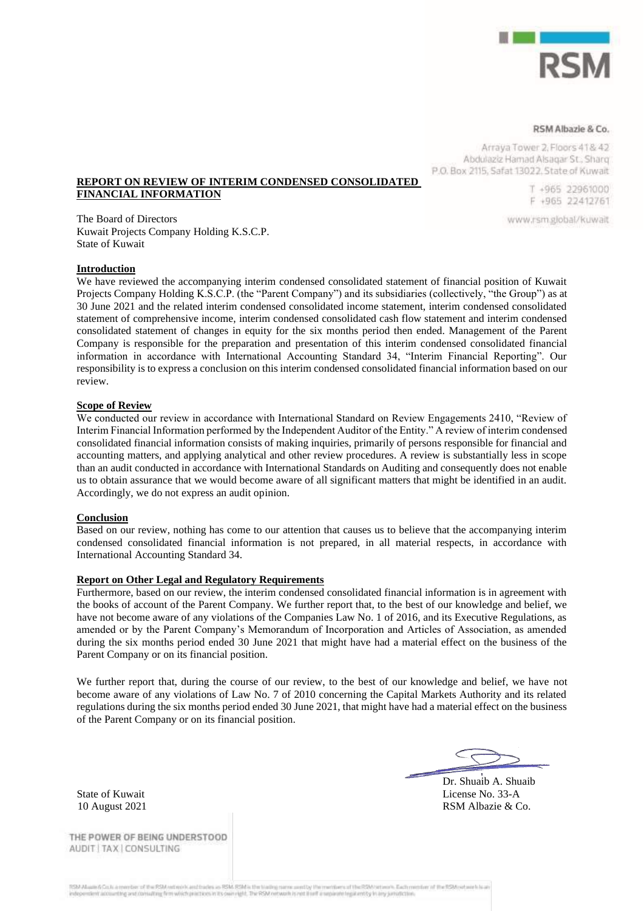RSM

RSM Albazie & Co.

Arraya Tower 2, Floors 41& 42
Abdulaziz Hamad Alsaqar St., Sharq
P.O. Box 2115, Safat 13022, State of Kuwait

T +965 22961000
F +965 22412761

www.rsm.global/kuwait

**REPORT ON REVIEW OF INTERIM CONDENSED CONSOLIDATED FINANCIAL INFORMATION**

The Board of Directors
Kuwait Projects Company Holding K.S.C.P.
State of Kuwait

**Introduction**

We have reviewed the accompanying interim condensed consolidated statement of financial position of Kuwait Projects Company Holding K.S.C.P. (the "Parent Company") and its subsidiaries (collectively, "the Group") as at 30 June 2021 and the related interim condensed consolidated income statement, interim condensed consolidated statement of comprehensive income, interim condensed consolidated cash flow statement and interim condensed consolidated statement of changes in equity for the six months period then ended. Management of the Parent Company is responsible for the preparation and presentation of this interim condensed consolidated financial information in accordance with International Accounting Standard 34, "Interim Financial Reporting". Our responsibility is to express a conclusion on this interim condensed consolidated financial information based on our review.

**Scope of Review**

We conducted our review in accordance with International Standard on Review Engagements 2410, "Review of Interim Financial Information performed by the Independent Auditor of the Entity." A review of interim condensed consolidated financial information consists of making inquiries, primarily of persons responsible for financial and accounting matters, and applying analytical and other review procedures. A review is substantially less in scope than an audit conducted in accordance with International Standards on Auditing and consequently does not enable us to obtain assurance that we would become aware of all significant matters that might be identified in an audit. Accordingly, we do not express an audit opinion.

**Conclusion**

Based on our review, nothing has come to our attention that causes us to believe that the accompanying interim condensed consolidated financial information is not prepared, in all material respects, in accordance with International Accounting Standard 34.

**Report on Other Legal and Regulatory Requirements**

Furthermore, based on our review, the interim condensed consolidated financial information is in agreement with the books of account of the Parent Company. We further report that, to the best of our knowledge and belief, we have not become aware of any violations of the Companies Law No. 1 of 2016, and its Executive Regulations, as amended or by the Parent Company's Memorandum of Incorporation and Articles of Association, as amended during the six months period ended 30 June 2021 that might have had a material effect on the business of the Parent Company or on its financial position.

We further report that, during the course of our review, to the best of our knowledge and belief, we have not become aware of any violations of Law No. 7 of 2010 concerning the Capital Markets Authority and its related regulations during the six months period ended 30 June 2021, that might have had a material effect on the business of the Parent Company or on its financial position.

Dr. Shuaib A. Shuaib
License No. 33-A
RSM Albazie & Co.

State of Kuwait
10 August 2021

THE POWER OF BEING UNDERSTOOD
AUDIT | TAX | CONSULTING

RSM Albazie & Co. is a member of the RSM network and trades as RSM. RSM is the trading name used by the members of the RSM network. Each member of the RSM network is an independent accounting and consulting firm which practices in its own right. The RSM network is not itself a separate legal entity in any jurisdiction.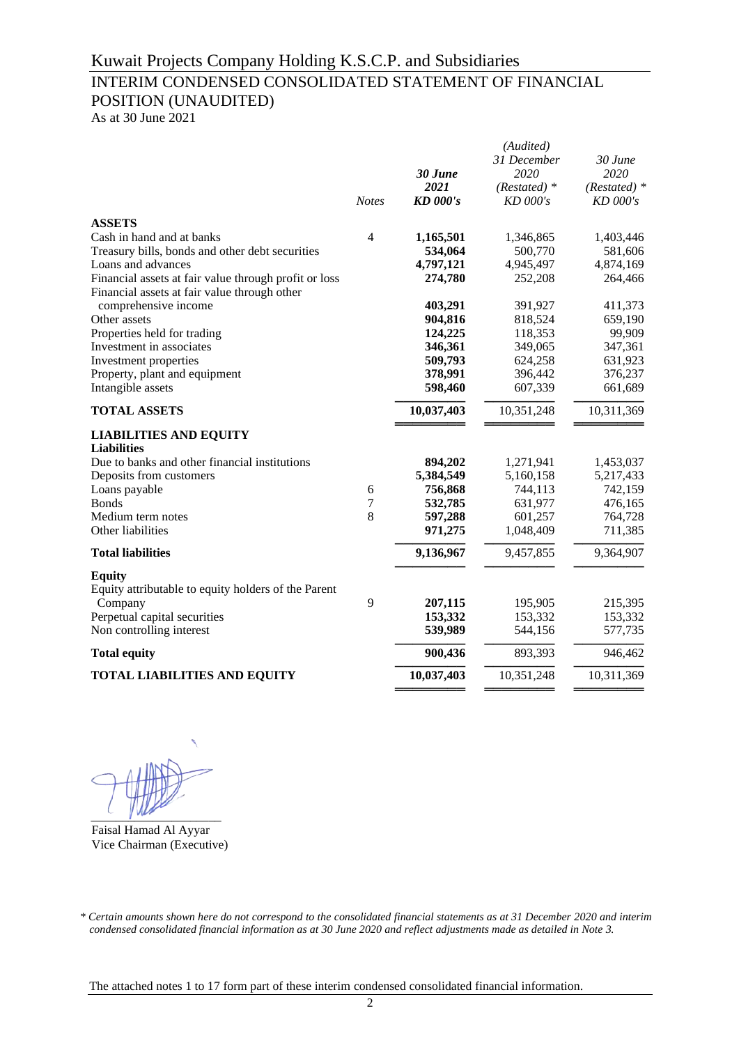# Kuwait Projects Company Holding K.S.C.P. and Subsidiaries

## INTERIM CONDENSED CONSOLIDATED STATEMENT OF FINANCIAL POSITION (UNAUDITED)

As at 30 June 2021

| | *Notes* | ***30 June 2021 KD 000's*** | *(Audited) 31 December 2020 (Restated) * KD 000's* | *30 June 2020 (Restated) * KD 000's* |
|---|---|---|---|---|
| **ASSETS** | | | | |
| Cash in hand and at banks | 4 | **1,165,501** | 1,346,865 | 1,403,446 |
| Treasury bills, bonds and other debt securities | | **534,064** | 500,770 | 581,606 |
| Loans and advances | | **4,797,121** | 4,945,497 | 4,874,169 |
| Financial assets at fair value through profit or loss | | **274,780** | 252,208 | 264,466 |
| Financial assets at fair value through other comprehensive income | | **403,291** | 391,927 | 411,373 |
| Other assets | | **904,816** | 818,524 | 659,190 |
| Properties held for trading | | **124,225** | 118,353 | 99,909 |
| Investment in associates | | **346,361** | 349,065 | 347,361 |
| Investment properties | | **509,793** | 624,258 | 631,923 |
| Property, plant and equipment | | **378,991** | 396,442 | 376,237 |
| Intangible assets | | **598,460** | 607,339 | 661,689 |
| **TOTAL ASSETS** | | **10,037,403** | 10,351,248 | 10,311,369 |
| **LIABILITIES AND EQUITY** | | | | |
| **Liabilities** | | | | |
| Due to banks and other financial institutions | | **894,202** | 1,271,941 | 1,453,037 |
| Deposits from customers | | **5,384,549** | 5,160,158 | 5,217,433 |
| Loans payable | 6 | **756,868** | 744,113 | 742,159 |
| Bonds | 7 | **532,785** | 631,977 | 476,165 |
| Medium term notes | 8 | **597,288** | 601,257 | 764,728 |
| Other liabilities | | **971,275** | 1,048,409 | 711,385 |
| **Total liabilities** | | **9,136,967** | 9,457,855 | 9,364,907 |
| **Equity** | | | | |
| Equity attributable to equity holders of the Parent Company | 9 | **207,115** | 195,905 | 215,395 |
| Perpetual capital securities | | **153,332** | 153,332 | 153,332 |
| Non controlling interest | | **539,989** | 544,156 | 577,735 |
| **Total equity** | | **900,436** | 893,393 | 946,462 |
| **TOTAL LIABILITIES AND EQUITY** | | **10,037,403** | 10,351,248 | 10,311,369 |

Faisal Hamad Al Ayyar
Vice Chairman (Executive)

** Certain amounts shown here do not correspond to the consolidated financial statements as at 31 December 2020 and interim condensed consolidated financial information as at 30 June 2020 and reflect adjustments made as detailed in Note 3.*

The attached notes 1 to 17 form part of these interim condensed consolidated financial information.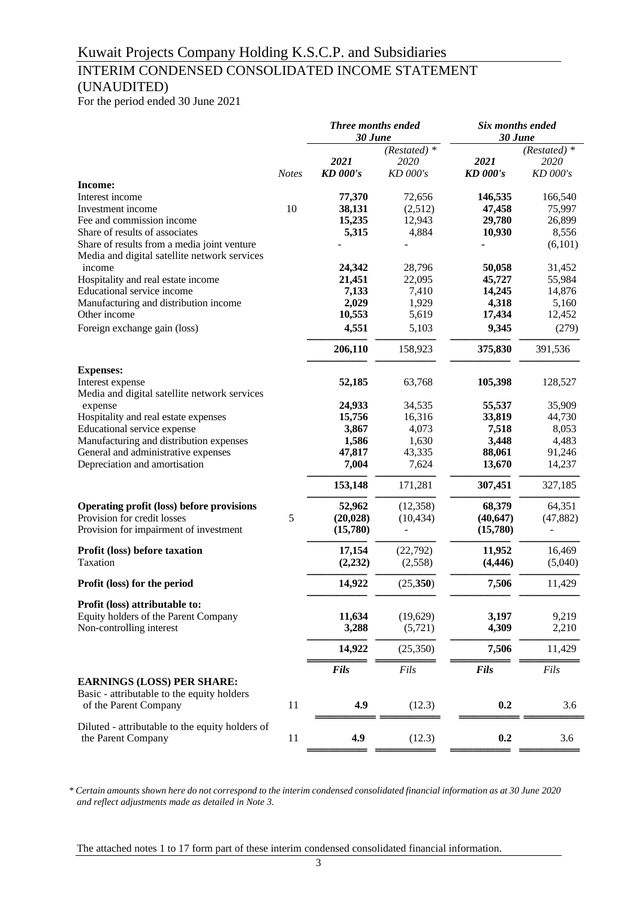# Kuwait Projects Company Holding K.S.C.P. and Subsidiaries

## INTERIM CONDENSED CONSOLIDATED INCOME STATEMENT (UNAUDITED)

For the period ended 30 June 2021

| | | Three months ended 30 June | | Six months ended 30 June | |
|---|---|---|---|---|---|
| | | | *(Restated) ** | | *(Restated) ** |
| | | **2021** | *2020* | **2021** | *2020* |
| | *Notes* | ***KD 000's*** | *KD 000's* | ***KD 000's*** | *KD 000's* |
| **Income:** | | | | | |
| Interest income | | **77,370** | 72,656 | **146,535** | 166,540 |
| Investment income | 10 | **38,131** | (2,512) | **47,458** | 75,997 |
| Fee and commission income | | **15,235** | 12,943 | **29,780** | 26,899 |
| Share of results of associates | | **5,315** | 4,884 | **10,930** | 8,556 |
| Share of results from a media joint venture | | **-** | - | **-** | (6,101) |
| Media and digital satellite network services income | | **24,342** | 28,796 | **50,058** | 31,452 |
| Hospitality and real estate income | | **21,451** | 22,095 | **45,727** | 55,984 |
| Educational service income | | **7,133** | 7,410 | **14,245** | 14,876 |
| Manufacturing and distribution income | | **2,029** | 1,929 | **4,318** | 5,160 |
| Other income | | **10,553** | 5,619 | **17,434** | 12,452 |
| Foreign exchange gain (loss) | | **4,551** | 5,103 | **9,345** | (279) |
| | | **206,110** | 158,923 | **375,830** | 391,536 |
| **Expenses:** | | | | | |
| Interest expense | | **52,185** | 63,768 | **105,398** | 128,527 |
| Media and digital satellite network services expense | | **24,933** | 34,535 | **55,537** | 35,909 |
| Hospitality and real estate expenses | | **15,756** | 16,316 | **33,819** | 44,730 |
| Educational service expense | | **3,867** | 4,073 | **7,518** | 8,053 |
| Manufacturing and distribution expenses | | **1,586** | 1,630 | **3,448** | 4,483 |
| General and administrative expenses | | **47,817** | 43,335 | **88,061** | 91,246 |
| Depreciation and amortisation | | **7,004** | 7,624 | **13,670** | 14,237 |
| | | **153,148** | 171,281 | **307,451** | 327,185 |
| **Operating profit (loss) before provisions** | | **52,962** | (12,358) | **68,379** | 64,351 |
| Provision for credit losses | 5 | **(20,028)** | (10,434) | **(40,647)** | (47,882) |
| Provision for impairment of investment | | **(15,780)** | - | **(15,780)** | - |
| **Profit (loss) before taxation** | | **17,154** | (22,792) | **11,952** | 16,469 |
| Taxation | | **(2,232)** | (2,558) | **(4,446)** | (5,040) |
| **Profit (loss) for the period** | | **14,922** | (25,350) | **7,506** | 11,429 |
| **Profit (loss) attributable to:** | | | | | |
| Equity holders of the Parent Company | | **11,634** | (19,629) | **3,197** | 9,219 |
| Non-controlling interest | | **3,288** | (5,721) | **4,309** | 2,210 |
| | | **14,922** | (25,350) | **7,506** | 11,429 |
| | | ***Fils*** | *Fils* | ***Fils*** | *Fils* |
| **EARNINGS (LOSS) PER SHARE:** | | | | | |
| Basic - attributable to the equity holders of the Parent Company | 11 | **4.9** | (12.3) | **0.2** | 3.6 |
| Diluted - attributable to the equity holders of the Parent Company | 11 | **4.9** | (12.3) | **0.2** | 3.6 |

\* *Certain amounts shown here do not correspond to the interim condensed consolidated financial information as at 30 June 2020 and reflect adjustments made as detailed in Note 3.*

The attached notes 1 to 17 form part of these interim condensed consolidated financial information.